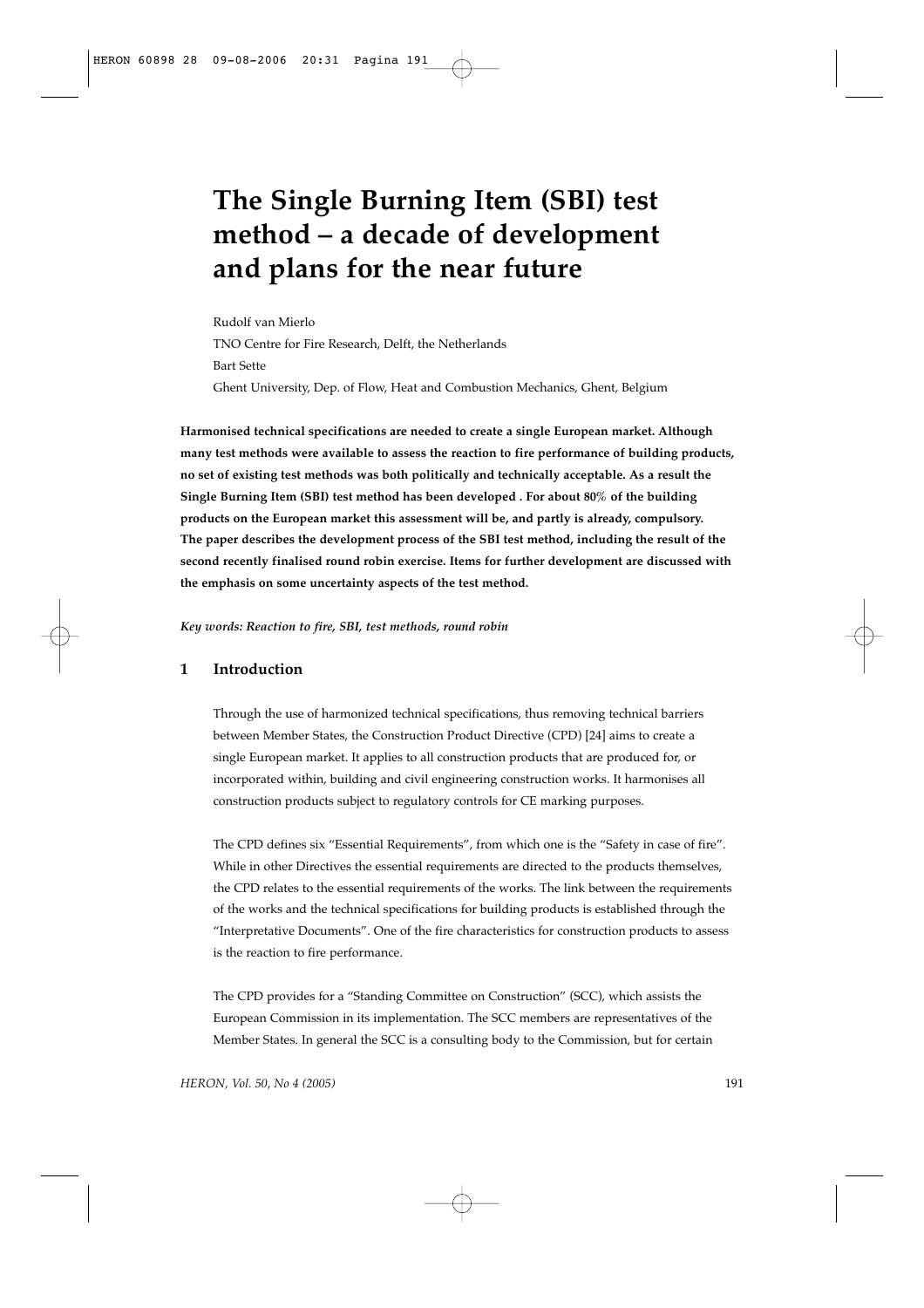// Rendered as a markdown code block, since the OCR output is markdown source rather than formatted text.
```markdown
# The Single Burning Item (SBI) test method – a decade of development and plans for the near future

Rudolf van Mierlo

TNO Centre for Fire Research, Delft, the Netherlands

Bart Sette

Ghent University, Dep. of Flow, Heat and Combustion Mechanics, Ghent, Belgium

**Harmonised technical specifications are needed to create a single European market. Although many test methods were available to assess the reaction to fire performance of building products, no set of existing test methods was both politically and technically acceptable. As a result the Single Burning Item (SBI) test method has been developed . For about 80% of the building products on the European market this assessment will be, and partly is already, compulsory. The paper describes the development process of the SBI test method, including the result of the second recently finalised round robin exercise. Items for further development are discussed with the emphasis on some uncertainty aspects of the test method.**

***Key words: Reaction to fire, SBI, test methods, round robin***

## 1 Introduction

Through the use of harmonized technical specifications, thus removing technical barriers between Member States, the Construction Product Directive (CPD) [24] aims to create a single European market. It applies to all construction products that are produced for, or incorporated within, building and civil engineering construction works. It harmonises all construction products subject to regulatory controls for CE marking purposes.

The CPD defines six "Essential Requirements", from which one is the "Safety in case of fire". While in other Directives the essential requirements are directed to the products themselves, the CPD relates to the essential requirements of the works. The link between the requirements of the works and the technical specifications for building products is established through the "Interpretative Documents". One of the fire characteristics for construction products to assess is the reaction to fire performance.

The CPD provides for a "Standing Committee on Construction" (SCC), which assists the European Commission in its implementation. The SCC members are representatives of the Member States. In general the SCC is a consulting body to the Commission, but for certain
```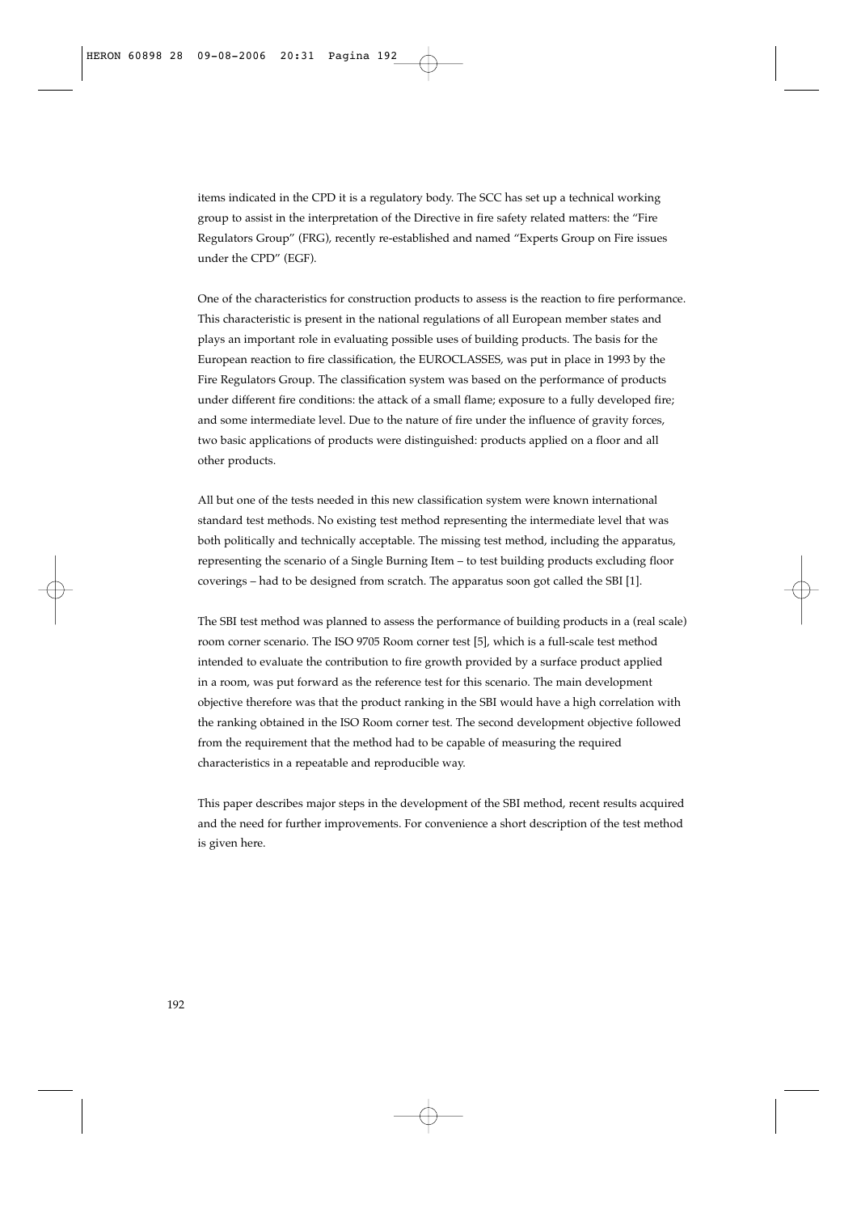items indicated in the CPD it is a regulatory body. The SCC has set up a technical working group to assist in the interpretation of the Directive in fire safety related matters: the "Fire Regulators Group" (FRG), recently re-established and named "Experts Group on Fire issues under the CPD" (EGF).

One of the characteristics for construction products to assess is the reaction to fire performance. This characteristic is present in the national regulations of all European member states and plays an important role in evaluating possible uses of building products. The basis for the European reaction to fire classification, the EUROCLASSES, was put in place in 1993 by the Fire Regulators Group. The classification system was based on the performance of products under different fire conditions: the attack of a small flame; exposure to a fully developed fire; and some intermediate level. Due to the nature of fire under the influence of gravity forces, two basic applications of products were distinguished: products applied on a floor and all other products.

All but one of the tests needed in this new classification system were known international standard test methods. No existing test method representing the intermediate level that was both politically and technically acceptable. The missing test method, including the apparatus, representing the scenario of a Single Burning Item – to test building products excluding floor coverings – had to be designed from scratch. The apparatus soon got called the SBI [1].

The SBI test method was planned to assess the performance of building products in a (real scale) room corner scenario. The ISO 9705 Room corner test [5], which is a full-scale test method intended to evaluate the contribution to fire growth provided by a surface product applied in a room, was put forward as the reference test for this scenario. The main development objective therefore was that the product ranking in the SBI would have a high correlation with the ranking obtained in the ISO Room corner test. The second development objective followed from the requirement that the method had to be capable of measuring the required characteristics in a repeatable and reproducible way.

This paper describes major steps in the development of the SBI method, recent results acquired and the need for further improvements. For convenience a short description of the test method is given here.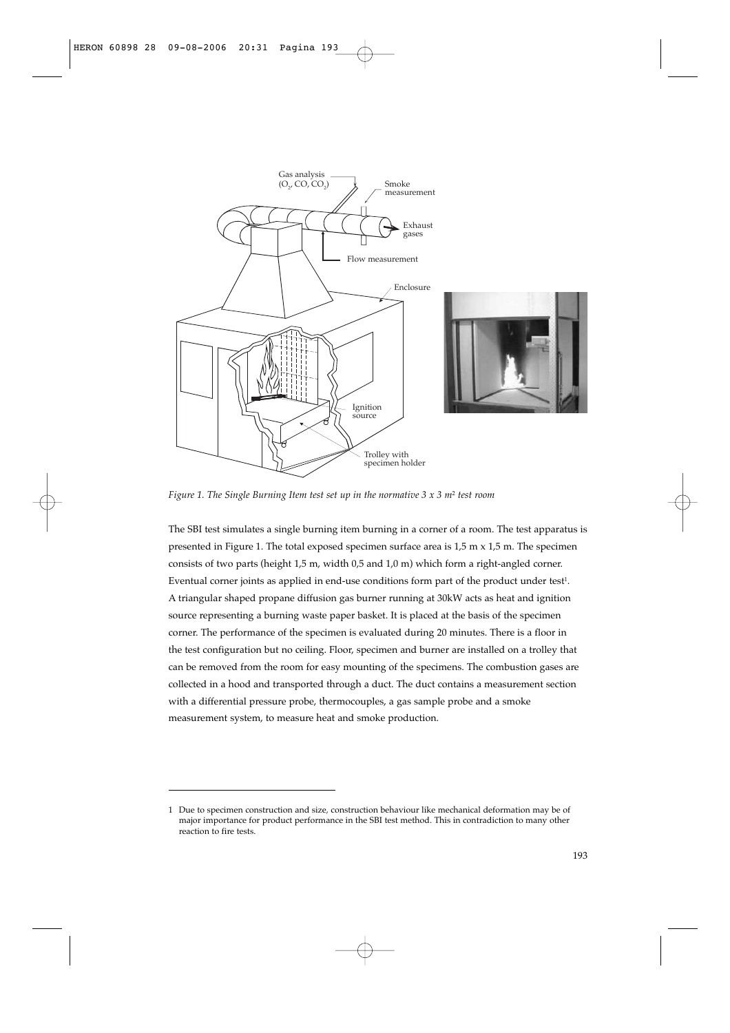*Figure 1. The Single Burning Item test set up in the normative 3 x 3 m² test room*

The SBI test simulates a single burning item burning in a corner of a room. The test apparatus is presented in Figure 1. The total exposed specimen surface area is 1,5 m x 1,5 m. The specimen consists of two parts (height 1,5 m, width 0,5 and 1,0 m) which form a right-angled corner. Eventual corner joints as applied in end-use conditions form part of the product under test[1]. A triangular shaped propane diffusion gas burner running at 30kW acts as heat and ignition source representing a burning waste paper basket. It is placed at the basis of the specimen corner. The performance of the specimen is evaluated during 20 minutes. There is a floor in the test configuration but no ceiling. Floor, specimen and burner are installed on a trolley that can be removed from the room for easy mounting of the specimens. The combustion gases are collected in a hood and transported through a duct. The duct contains a measurement section with a differential pressure probe, thermocouples, a gas sample probe and a smoke measurement system, to measure heat and smoke production.

---

1 Due to specimen construction and size, construction behaviour like mechanical deformation may be of major importance for product performance in the SBI test method. This in contradiction to many other reaction to fire tests.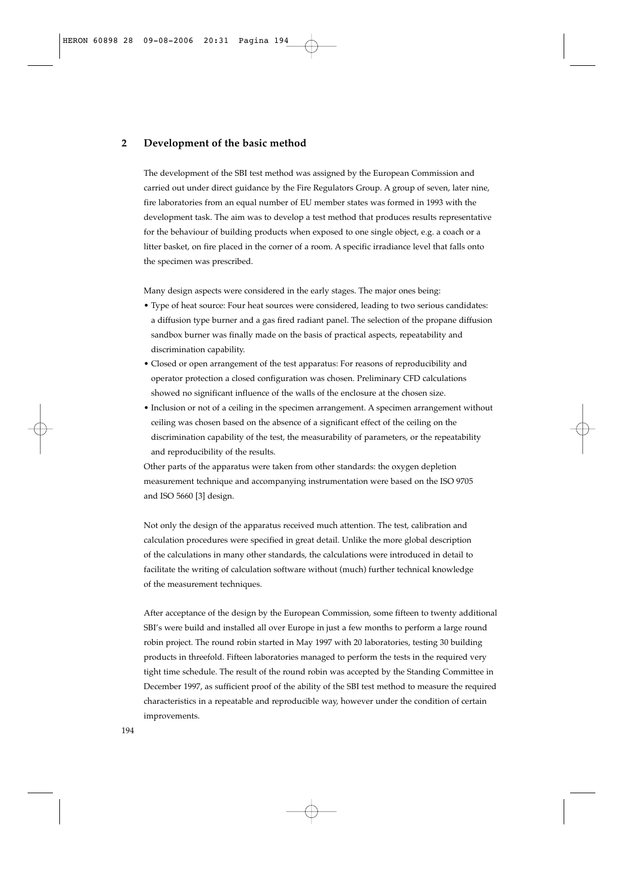## 2 Development of the basic method

The development of the SBI test method was assigned by the European Commission and carried out under direct guidance by the Fire Regulators Group. A group of seven, later nine, fire laboratories from an equal number of EU member states was formed in 1993 with the development task. The aim was to develop a test method that produces results representative for the behaviour of building products when exposed to one single object, e.g. a coach or a litter basket, on fire placed in the corner of a room. A specific irradiance level that falls onto the specimen was prescribed.

Many design aspects were considered in the early stages. The major ones being:

- Type of heat source: Four heat sources were considered, leading to two serious candidates: a diffusion type burner and a gas fired radiant panel. The selection of the propane diffusion sandbox burner was finally made on the basis of practical aspects, repeatability and discrimination capability.
- Closed or open arrangement of the test apparatus: For reasons of reproducibility and operator protection a closed configuration was chosen. Preliminary CFD calculations showed no significant influence of the walls of the enclosure at the chosen size.
- Inclusion or not of a ceiling in the specimen arrangement. A specimen arrangement without ceiling was chosen based on the absence of a significant effect of the ceiling on the discrimination capability of the test, the measurability of parameters, or the repeatability and reproducibility of the results.

Other parts of the apparatus were taken from other standards: the oxygen depletion measurement technique and accompanying instrumentation were based on the ISO 9705 and ISO 5660 [3] design.

Not only the design of the apparatus received much attention. The test, calibration and calculation procedures were specified in great detail. Unlike the more global description of the calculations in many other standards, the calculations were introduced in detail to facilitate the writing of calculation software without (much) further technical knowledge of the measurement techniques.

After acceptance of the design by the European Commission, some fifteen to twenty additional SBI's were build and installed all over Europe in just a few months to perform a large round robin project. The round robin started in May 1997 with 20 laboratories, testing 30 building products in threefold. Fifteen laboratories managed to perform the tests in the required very tight time schedule. The result of the round robin was accepted by the Standing Committee in December 1997, as sufficient proof of the ability of the SBI test method to measure the required characteristics in a repeatable and reproducible way, however under the condition of certain improvements.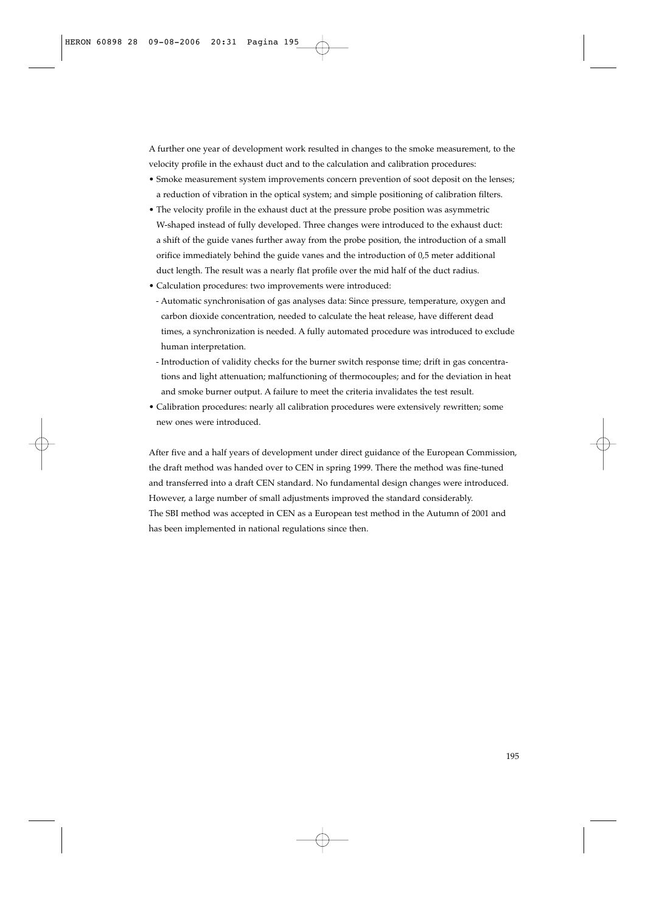A further one year of development work resulted in changes to the smoke measurement, to the velocity profile in the exhaust duct and to the calculation and calibration procedures:

- Smoke measurement system improvements concern prevention of soot deposit on the lenses; a reduction of vibration in the optical system; and simple positioning of calibration filters.
- The velocity profile in the exhaust duct at the pressure probe position was asymmetric W-shaped instead of fully developed. Three changes were introduced to the exhaust duct: a shift of the guide vanes further away from the probe position, the introduction of a small orifice immediately behind the guide vanes and the introduction of 0,5 meter additional duct length. The result was a nearly flat profile over the mid half of the duct radius.
- Calculation procedures: two improvements were introduced:
  - Automatic synchronisation of gas analyses data: Since pressure, temperature, oxygen and carbon dioxide concentration, needed to calculate the heat release, have different dead times, a synchronization is needed. A fully automated procedure was introduced to exclude human interpretation.
  - Introduction of validity checks for the burner switch response time; drift in gas concentrations and light attenuation; malfunctioning of thermocouples; and for the deviation in heat and smoke burner output. A failure to meet the criteria invalidates the test result.
- Calibration procedures: nearly all calibration procedures were extensively rewritten; some new ones were introduced.

After five and a half years of development under direct guidance of the European Commission, the draft method was handed over to CEN in spring 1999. There the method was fine-tuned and transferred into a draft CEN standard. No fundamental design changes were introduced. However, a large number of small adjustments improved the standard considerably.
The SBI method was accepted in CEN as a European test method in the Autumn of 2001 and has been implemented in national regulations since then.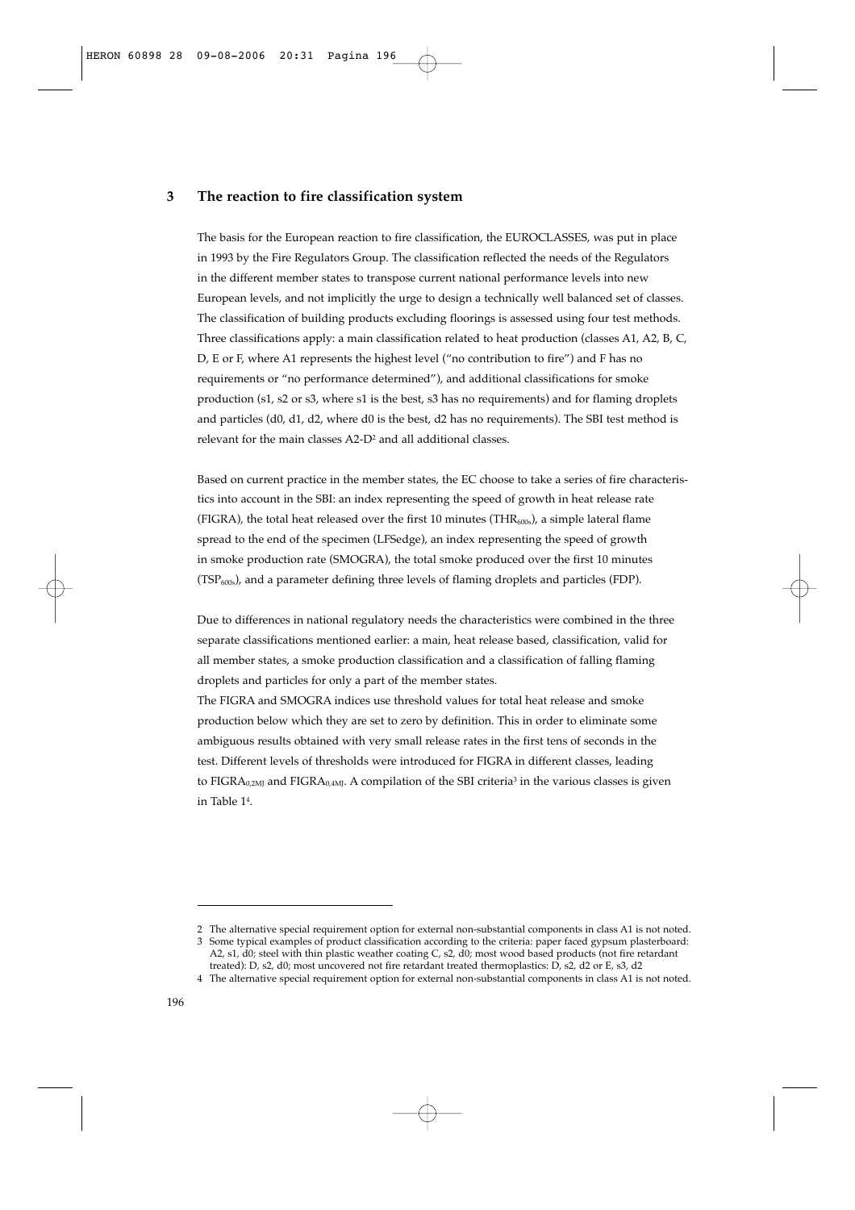## 3 The reaction to fire classification system

The basis for the European reaction to fire classification, the EUROCLASSES, was put in place in 1993 by the Fire Regulators Group. The classification reflected the needs of the Regulators in the different member states to transpose current national performance levels into new European levels, and not implicitly the urge to design a technically well balanced set of classes. The classification of building products excluding floorings is assessed using four test methods. Three classifications apply: a main classification related to heat production (classes A1, A2, B, C, D, E or F, where A1 represents the highest level ("no contribution to fire") and F has no requirements or "no performance determined"), and additional classifications for smoke production (s1, s2 or s3, where s1 is the best, s3 has no requirements) and for flaming droplets and particles (d0, d1, d2, where d0 is the best, d2 has no requirements). The SBI test method is relevant for the main classes A2-D[2] and all additional classes.

Based on current practice in the member states, the EC choose to take a series of fire characteristics into account in the SBI: an index representing the speed of growth in heat release rate (FIGRA), the total heat released over the first 10 minutes ($THR_{600s}$), a simple lateral flame spread to the end of the specimen (LFSedge), an index representing the speed of growth in smoke production rate (SMOGRA), the total smoke produced over the first 10 minutes ($TSP_{600s}$), and a parameter defining three levels of flaming droplets and particles (FDP).

Due to differences in national regulatory needs the characteristics were combined in the three separate classifications mentioned earlier: a main, heat release based, classification, valid for all member states, a smoke production classification and a classification of falling flaming droplets and particles for only a part of the member states.

The FIGRA and SMOGRA indices use threshold values for total heat release and smoke production below which they are set to zero by definition. This in order to eliminate some ambiguous results obtained with very small release rates in the first tens of seconds in the test. Different levels of thresholds were introduced for FIGRA in different classes, leading to $FIGRA_{0,2MJ}$ and $FIGRA_{0,4MJ}$. A compilation of the SBI criteria[3] in the various classes is given in Table 1[4].

---

2 The alternative special requirement option for external non-substantial components in class A1 is not noted.

3 Some typical examples of product classification according to the criteria: paper faced gypsum plasterboard: A2, s1, d0; steel with thin plastic weather coating C, s2, d0; most wood based products (not fire retardant treated): D, s2, d0; most uncovered not fire retardant treated thermoplastics: D, s2, d2 or E, s3, d2

4 The alternative special requirement option for external non-substantial components in class A1 is not noted.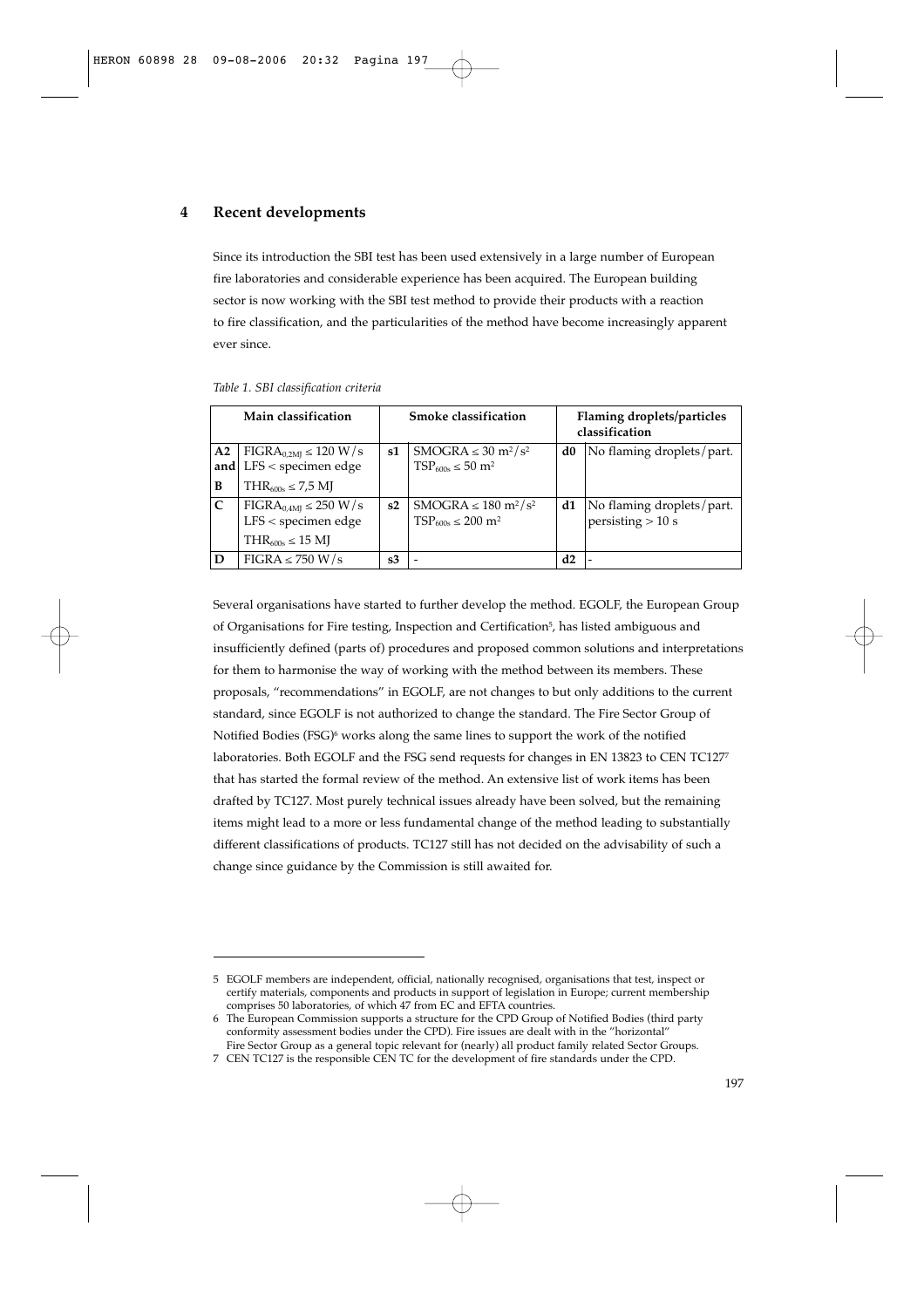## 4 Recent developments

Since its introduction the SBI test has been used extensively in a large number of European fire laboratories and considerable experience has been acquired. The European building sector is now working with the SBI test method to provide their products with a reaction to fire classification, and the particularities of the method have become increasingly apparent ever since.

*Table 1. SBI classification criteria*

| Main classification | | Smoke classification | | Flaming droplets/particles classification | |
|---|---|---|---|---|---|
| A2 and B | $FIGRA_{0,2MJ} \leq 120$ W/s<br>LFS < specimen edge<br>$THR_{600s} \leq 7,5$ MJ | s1 | $SMOGRA \leq 30$ $m^2/s^2$<br>$TSP_{600s} \leq 50$ $m^2$ | d0 | No flaming droplets/part. |
| C | $FIGRA_{0,4MJ} \leq 250$ W/s<br>LFS < specimen edge<br>$THR_{600s} \leq 15$ MJ | s2 | $SMOGRA \leq 180$ $m^2/s^2$<br>$TSP_{600s} \leq 200$ $m^2$ | d1 | No flaming droplets/part. persisting > 10 s |
| D | $FIGRA \leq 750$ W/s | s3 | - | d2 | - |

Several organisations have started to further develop the method. EGOLF, the European Group of Organisations for Fire testing, Inspection and Certification[5], has listed ambiguous and insufficiently defined (parts of) procedures and proposed common solutions and interpretations for them to harmonise the way of working with the method between its members. These proposals, "recommendations" in EGOLF, are not changes to but only additions to the current standard, since EGOLF is not authorized to change the standard. The Fire Sector Group of Notified Bodies (FSG)[6] works along the same lines to support the work of the notified laboratories. Both EGOLF and the FSG send requests for changes in EN 13823 to CEN TC127[7] that has started the formal review of the method. An extensive list of work items has been drafted by TC127. Most purely technical issues already have been solved, but the remaining items might lead to a more or less fundamental change of the method leading to substantially different classifications of products. TC127 still has not decided on the advisability of such a change since guidance by the Commission is still awaited for.

---

5 EGOLF members are independent, official, nationally recognised, organisations that test, inspect or certify materials, components and products in support of legislation in Europe; current membership comprises 50 laboratories, of which 47 from EC and EFTA countries.

6 The European Commission supports a structure for the CPD Group of Notified Bodies (third party conformity assessment bodies under the CPD). Fire issues are dealt with in the "horizontal" Fire Sector Group as a general topic relevant for (nearly) all product family related Sector Groups.

7 CEN TC127 is the responsible CEN TC for the development of fire standards under the CPD.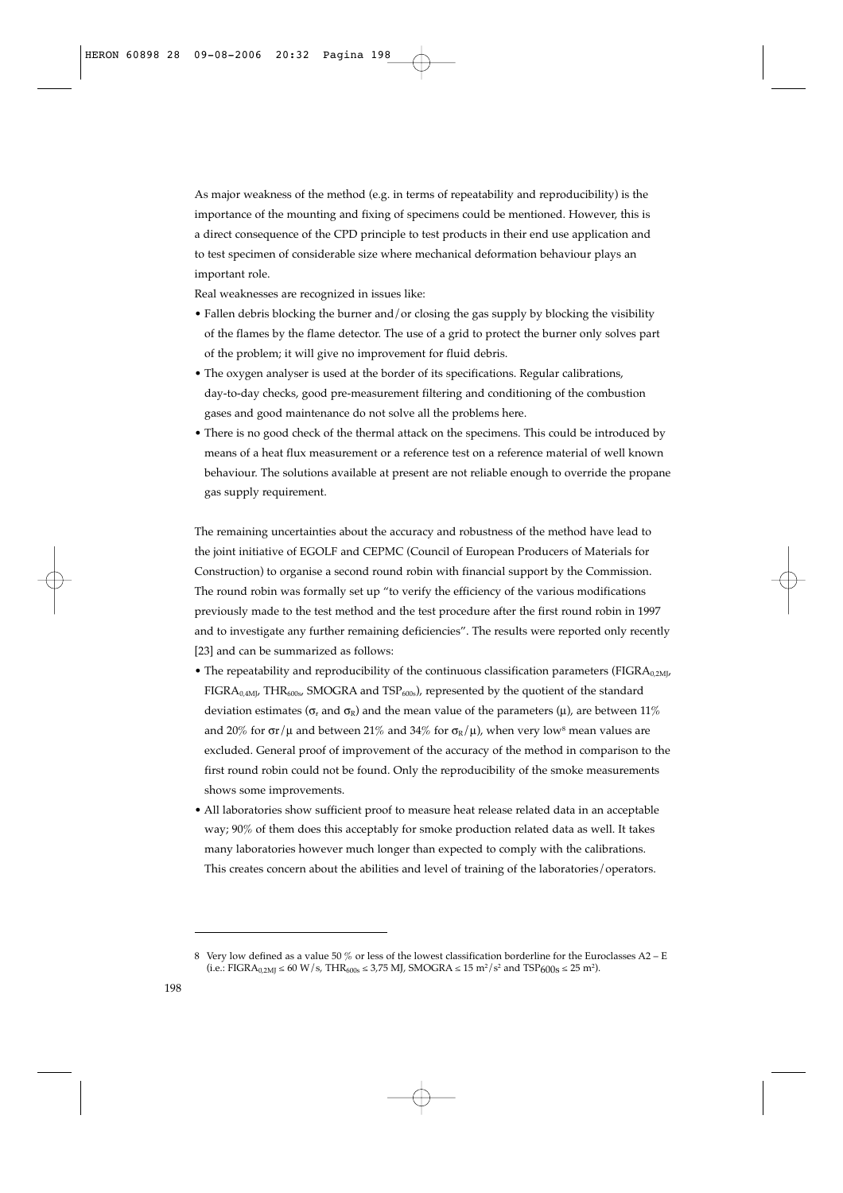As major weakness of the method (e.g. in terms of repeatability and reproducibility) is the importance of the mounting and fixing of specimens could be mentioned. However, this is a direct consequence of the CPD principle to test products in their end use application and to test specimen of considerable size where mechanical deformation behaviour plays an important role.

Real weaknesses are recognized in issues like:

- Fallen debris blocking the burner and/or closing the gas supply by blocking the visibility of the flames by the flame detector. The use of a grid to protect the burner only solves part of the problem; it will give no improvement for fluid debris.
- The oxygen analyser is used at the border of its specifications. Regular calibrations, day-to-day checks, good pre-measurement filtering and conditioning of the combustion gases and good maintenance do not solve all the problems here.
- There is no good check of the thermal attack on the specimens. This could be introduced by means of a heat flux measurement or a reference test on a reference material of well known behaviour. The solutions available at present are not reliable enough to override the propane gas supply requirement.

The remaining uncertainties about the accuracy and robustness of the method have lead to the joint initiative of EGOLF and CEPMC (Council of European Producers of Materials for Construction) to organise a second round robin with financial support by the Commission. The round robin was formally set up "to verify the efficiency of the various modifications previously made to the test method and the test procedure after the first round robin in 1997 and to investigate any further remaining deficiencies". The results were reported only recently [23] and can be summarized as follows:

- The repeatability and reproducibility of the continuous classification parameters ($FIGRA_{0,2MJ}$, $FIGRA_{0,4MJ}$, $THR_{600s}$, SMOGRA and $TSP_{600s}$), represented by the quotient of the standard deviation estimates ($\sigma_r$ and $\sigma_R$) and the mean value of the parameters ($\mu$), are between 11% and 20% for $\sigma r/\mu$ and between 21% and 34% for $\sigma_R/\mu$), when very low[8] mean values are excluded. General proof of improvement of the accuracy of the method in comparison to the first round robin could not be found. Only the reproducibility of the smoke measurements shows some improvements.
- All laboratories show sufficient proof to measure heat release related data in an acceptable way; 90% of them does this acceptably for smoke production related data as well. It takes many laboratories however much longer than expected to comply with the calibrations. This creates concern about the abilities and level of training of the laboratories/operators.

---

8 Very low defined as a value 50 % or less of the lowest classification borderline for the Euroclasses A2 – E (i.e.: $FIGRA_{0,2MJ} \leq 60$ W/s, $THR_{600s} \leq 3{,}75$ MJ, $SMOGRA \leq 15$ m²/s² and $TSP_{600S} \leq 25$ m²).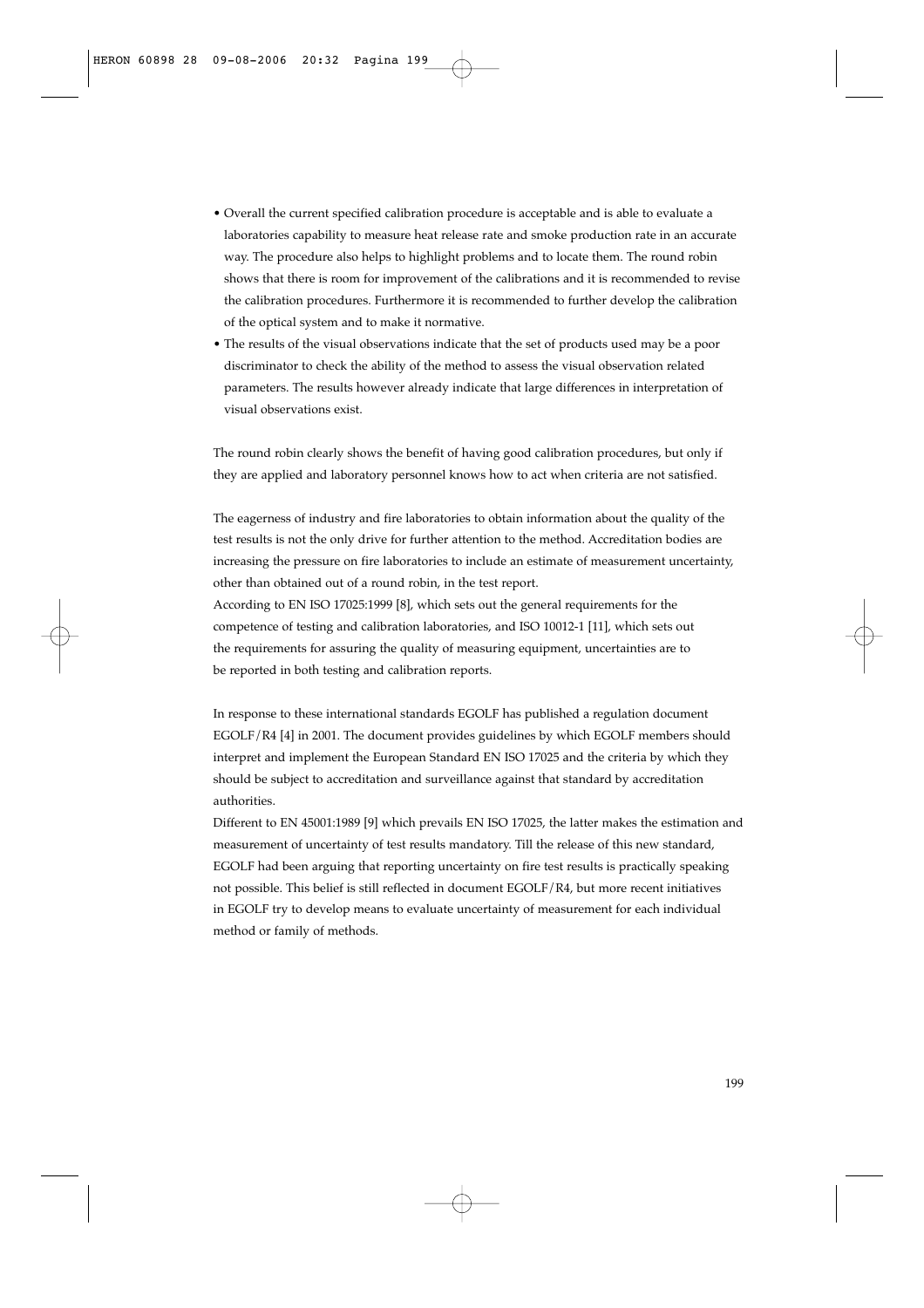- Overall the current specified calibration procedure is acceptable and is able to evaluate a laboratories capability to measure heat release rate and smoke production rate in an accurate way. The procedure also helps to highlight problems and to locate them. The round robin shows that there is room for improvement of the calibrations and it is recommended to revise the calibration procedures. Furthermore it is recommended to further develop the calibration of the optical system and to make it normative.
- The results of the visual observations indicate that the set of products used may be a poor discriminator to check the ability of the method to assess the visual observation related parameters. The results however already indicate that large differences in interpretation of visual observations exist.

The round robin clearly shows the benefit of having good calibration procedures, but only if they are applied and laboratory personnel knows how to act when criteria are not satisfied.

The eagerness of industry and fire laboratories to obtain information about the quality of the test results is not the only drive for further attention to the method. Accreditation bodies are increasing the pressure on fire laboratories to include an estimate of measurement uncertainty, other than obtained out of a round robin, in the test report.
According to EN ISO 17025:1999 [8], which sets out the general requirements for the competence of testing and calibration laboratories, and ISO 10012-1 [11], which sets out the requirements for assuring the quality of measuring equipment, uncertainties are to be reported in both testing and calibration reports.

In response to these international standards EGOLF has published a regulation document EGOLF/R4 [4] in 2001. The document provides guidelines by which EGOLF members should interpret and implement the European Standard EN ISO 17025 and the criteria by which they should be subject to accreditation and surveillance against that standard by accreditation authorities.
Different to EN 45001:1989 [9] which prevails EN ISO 17025, the latter makes the estimation and measurement of uncertainty of test results mandatory. Till the release of this new standard, EGOLF had been arguing that reporting uncertainty on fire test results is practically speaking not possible. This belief is still reflected in document EGOLF/R4, but more recent initiatives in EGOLF try to develop means to evaluate uncertainty of measurement for each individual method or family of methods.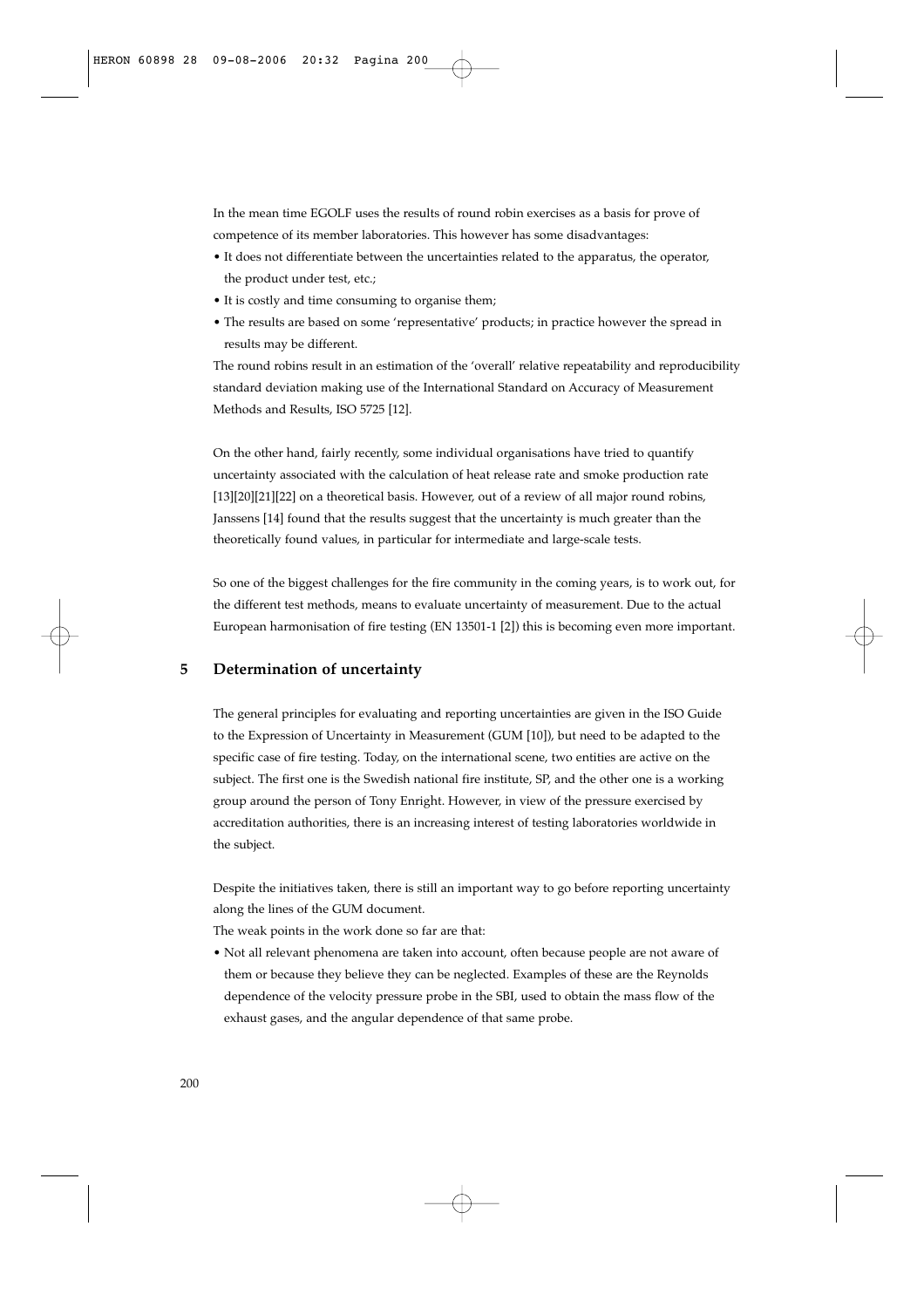In the mean time EGOLF uses the results of round robin exercises as a basis for prove of competence of its member laboratories. This however has some disadvantages:

- It does not differentiate between the uncertainties related to the apparatus, the operator, the product under test, etc.;
- It is costly and time consuming to organise them;
- The results are based on some 'representative' products; in practice however the spread in results may be different.

The round robins result in an estimation of the 'overall' relative repeatability and reproducibility standard deviation making use of the International Standard on Accuracy of Measurement Methods and Results, ISO 5725 [12].

On the other hand, fairly recently, some individual organisations have tried to quantify uncertainty associated with the calculation of heat release rate and smoke production rate [13][20][21][22] on a theoretical basis. However, out of a review of all major round robins, Janssens [14] found that the results suggest that the uncertainty is much greater than the theoretically found values, in particular for intermediate and large-scale tests.

So one of the biggest challenges for the fire community in the coming years, is to work out, for the different test methods, means to evaluate uncertainty of measurement. Due to the actual European harmonisation of fire testing (EN 13501-1 [2]) this is becoming even more important.

## 5 Determination of uncertainty

The general principles for evaluating and reporting uncertainties are given in the ISO Guide to the Expression of Uncertainty in Measurement (GUM [10]), but need to be adapted to the specific case of fire testing. Today, on the international scene, two entities are active on the subject. The first one is the Swedish national fire institute, SP, and the other one is a working group around the person of Tony Enright. However, in view of the pressure exercised by accreditation authorities, there is an increasing interest of testing laboratories worldwide in the subject.

Despite the initiatives taken, there is still an important way to go before reporting uncertainty along the lines of the GUM document.

The weak points in the work done so far are that:

- Not all relevant phenomena are taken into account, often because people are not aware of them or because they believe they can be neglected. Examples of these are the Reynolds dependence of the velocity pressure probe in the SBI, used to obtain the mass flow of the exhaust gases, and the angular dependence of that same probe.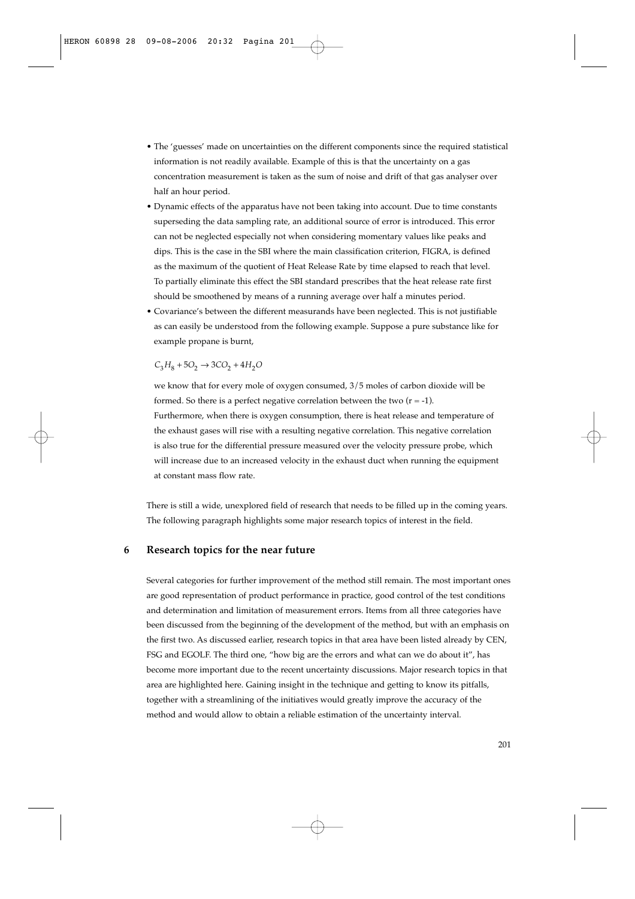- The 'guesses' made on uncertainties on the different components since the required statistical information is not readily available. Example of this is that the uncertainty on a gas concentration measurement is taken as the sum of noise and drift of that gas analyser over half an hour period.
- Dynamic effects of the apparatus have not been taking into account. Due to time constants superseding the data sampling rate, an additional source of error is introduced. This error can not be neglected especially not when considering momentary values like peaks and dips. This is the case in the SBI where the main classification criterion, FIGRA, is defined as the maximum of the quotient of Heat Release Rate by time elapsed to reach that level. To partially eliminate this effect the SBI standard prescribes that the heat release rate first should be smoothened by means of a running average over half a minutes period.
- Covariance's between the different measurands have been neglected. This is not justifiable as can easily be understood from the following example. Suppose a pure substance like for example propane is burnt,

  $$C_3H_8 + 5O_2 \rightarrow 3CO_2 + 4H_2O$$

  we know that for every mole of oxygen consumed, 3/5 moles of carbon dioxide will be formed. So there is a perfect negative correlation between the two ($r = -1$). Furthermore, when there is oxygen consumption, there is heat release and temperature of the exhaust gases will rise with a resulting negative correlation. This negative correlation is also true for the differential pressure measured over the velocity pressure probe, which will increase due to an increased velocity in the exhaust duct when running the equipment at constant mass flow rate.

There is still a wide, unexplored field of research that needs to be filled up in the coming years. The following paragraph highlights some major research topics of interest in the field.

## 6 Research topics for the near future

Several categories for further improvement of the method still remain. The most important ones are good representation of product performance in practice, good control of the test conditions and determination and limitation of measurement errors. Items from all three categories have been discussed from the beginning of the development of the method, but with an emphasis on the first two. As discussed earlier, research topics in that area have been listed already by CEN, FSG and EGOLF. The third one, "how big are the errors and what can we do about it", has become more important due to the recent uncertainty discussions. Major research topics in that area are highlighted here. Gaining insight in the technique and getting to know its pitfalls, together with a streamlining of the initiatives would greatly improve the accuracy of the method and would allow to obtain a reliable estimation of the uncertainty interval.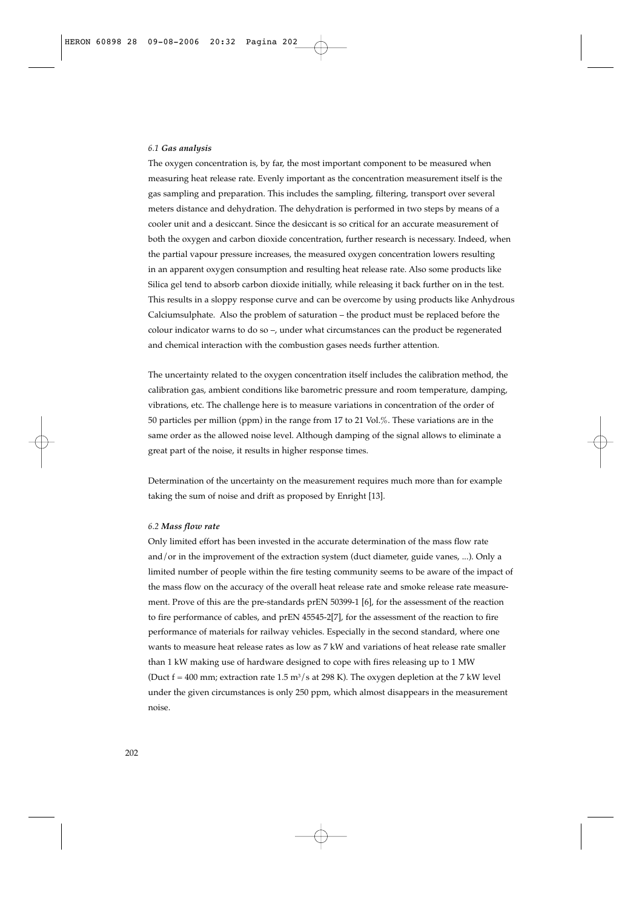### *6.1 Gas analysis*

The oxygen concentration is, by far, the most important component to be measured when measuring heat release rate. Evenly important as the concentration measurement itself is the gas sampling and preparation. This includes the sampling, filtering, transport over several meters distance and dehydration. The dehydration is performed in two steps by means of a cooler unit and a desiccant. Since the desiccant is so critical for an accurate measurement of both the oxygen and carbon dioxide concentration, further research is necessary. Indeed, when the partial vapour pressure increases, the measured oxygen concentration lowers resulting in an apparent oxygen consumption and resulting heat release rate. Also some products like Silica gel tend to absorb carbon dioxide initially, while releasing it back further on in the test. This results in a sloppy response curve and can be overcome by using products like Anhydrous Calciumsulphate. Also the problem of saturation – the product must be replaced before the colour indicator warns to do so –, under what circumstances can the product be regenerated and chemical interaction with the combustion gases needs further attention.

The uncertainty related to the oxygen concentration itself includes the calibration method, the calibration gas, ambient conditions like barometric pressure and room temperature, damping, vibrations, etc. The challenge here is to measure variations in concentration of the order of 50 particles per million (ppm) in the range from 17 to 21 Vol.%. These variations are in the same order as the allowed noise level. Although damping of the signal allows to eliminate a great part of the noise, it results in higher response times.

Determination of the uncertainty on the measurement requires much more than for example taking the sum of noise and drift as proposed by Enright [13].

### *6.2 Mass flow rate*

Only limited effort has been invested in the accurate determination of the mass flow rate and/or in the improvement of the extraction system (duct diameter, guide vanes, ...). Only a limited number of people within the fire testing community seems to be aware of the impact of the mass flow on the accuracy of the overall heat release rate and smoke release rate measurement. Prove of this are the pre-standards prEN 50399-1 [6], for the assessment of the reaction to fire performance of cables, and prEN 45545-2[7], for the assessment of the reaction to fire performance of materials for railway vehicles. Especially in the second standard, where one wants to measure heat release rates as low as 7 kW and variations of heat release rate smaller than 1 kW making use of hardware designed to cope with fires releasing up to 1 MW (Duct f = 400 mm; extraction rate 1.5 $m^3/s$ at 298 K). The oxygen depletion at the 7 kW level under the given circumstances is only 250 ppm, which almost disappears in the measurement noise.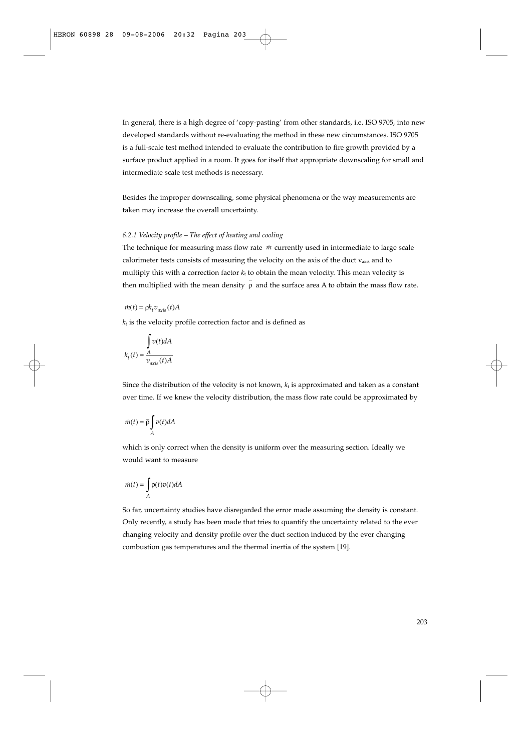In general, there is a high degree of 'copy-pasting' from other standards, i.e. ISO 9705, into new developed standards without re-evaluating the method in these new circumstances. ISO 9705 is a full-scale test method intended to evaluate the contribution to fire growth provided by a surface product applied in a room. It goes for itself that appropriate downscaling for small and intermediate scale test methods is necessary.

Besides the improper downscaling, some physical phenomena or the way measurements are taken may increase the overall uncertainty.

*6.2.1 Velocity profile – The effect of heating and cooling*

The technique for measuring mass flow rate $\dot{m}$ currently used in intermediate to large scale calorimeter tests consists of measuring the velocity on the axis of the duct $v_{axis}$ and to multiply this with a correction factor $k_t$ to obtain the mean velocity. This mean velocity is then multiplied with the mean density $\bar{\rho}$ and the surface area A to obtain the mass flow rate.

$$\dot{m}(t) = \rho k_t v_{axis}(t) A$$

$k_t$ is the velocity profile correction factor and is defined as

$$k_t(t) = \frac{\int_A v(t) dA}{v_{axis}(t) A}$$

Since the distribution of the velocity is not known, $k_t$ is approximated and taken as a constant over time. If we knew the velocity distribution, the mass flow rate could be approximated by

$$\dot{m}(t) = \bar{\rho} \int_A v(t) dA$$

which is only correct when the density is uniform over the measuring section. Ideally we would want to measure

$$\dot{m}(t) = \int_A \rho(t) v(t) dA$$

So far, uncertainty studies have disregarded the error made assuming the density is constant. Only recently, a study has been made that tries to quantify the uncertainty related to the ever changing velocity and density profile over the duct section induced by the ever changing combustion gas temperatures and the thermal inertia of the system [19].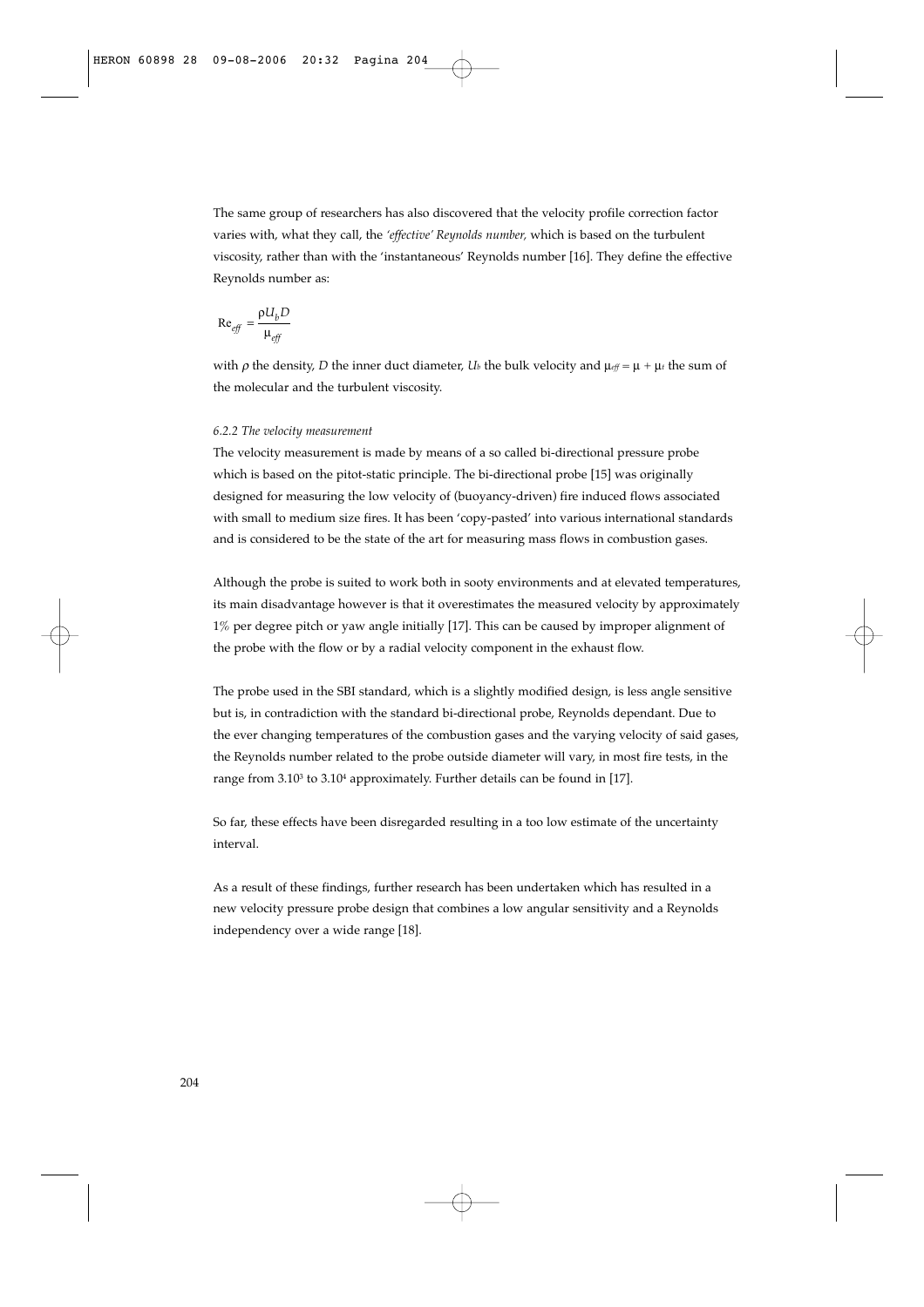The same group of researchers has also discovered that the velocity profile correction factor varies with, what they call, the *'effective' Reynolds number,* which is based on the turbulent viscosity, rather than with the 'instantaneous' Reynolds number [16]. They define the effective Reynolds number as:

$$\mathrm{Re}_{eff} = \frac{\rho U_b D}{\mu_{eff}}$$

with $\rho$ the density, $D$ the inner duct diameter, $U_b$ the bulk velocity and $\mu_{eff} = \mu + \mu_t$ the sum of the molecular and the turbulent viscosity.

#### *6.2.2 The velocity measurement*

The velocity measurement is made by means of a so called bi-directional pressure probe which is based on the pitot-static principle. The bi-directional probe [15] was originally designed for measuring the low velocity of (buoyancy-driven) fire induced flows associated with small to medium size fires. It has been 'copy-pasted' into various international standards and is considered to be the state of the art for measuring mass flows in combustion gases.

Although the probe is suited to work both in sooty environments and at elevated temperatures, its main disadvantage however is that it overestimates the measured velocity by approximately 1% per degree pitch or yaw angle initially [17]. This can be caused by improper alignment of the probe with the flow or by a radial velocity component in the exhaust flow.

The probe used in the SBI standard, which is a slightly modified design, is less angle sensitive but is, in contradiction with the standard bi-directional probe, Reynolds dependant. Due to the ever changing temperatures of the combustion gases and the varying velocity of said gases, the Reynolds number related to the probe outside diameter will vary, in most fire tests, in the range from $3.10^3$ to $3.10^4$ approximately. Further details can be found in [17].

So far, these effects have been disregarded resulting in a too low estimate of the uncertainty interval.

As a result of these findings, further research has been undertaken which has resulted in a new velocity pressure probe design that combines a low angular sensitivity and a Reynolds independency over a wide range [18].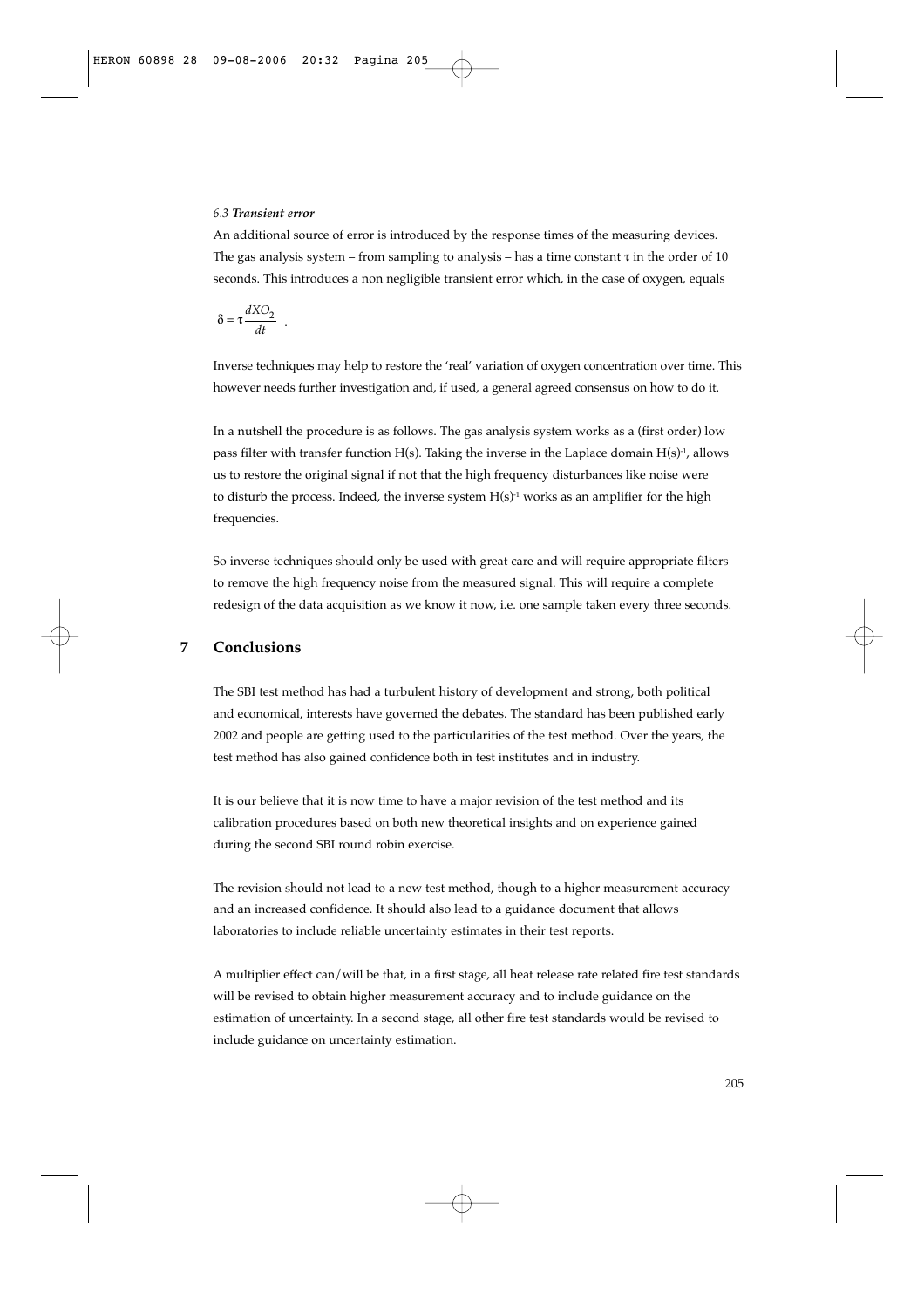### 6.3 *Transient error*

An additional source of error is introduced by the response times of the measuring devices. The gas analysis system – from sampling to analysis – has a time constant $\tau$ in the order of 10 seconds. This introduces a non negligible transient error which, in the case of oxygen, equals

$$\delta = \tau \frac{dXO_2}{dt} \quad .$$

Inverse techniques may help to restore the 'real' variation of oxygen concentration over time. This however needs further investigation and, if used, a general agreed consensus on how to do it.

In a nutshell the procedure is as follows. The gas analysis system works as a (first order) low pass filter with transfer function H(s). Taking the inverse in the Laplace domain $H(s)^{-1}$, allows us to restore the original signal if not that the high frequency disturbances like noise were to disturb the process. Indeed, the inverse system $H(s)^{-1}$ works as an amplifier for the high frequencies.

So inverse techniques should only be used with great care and will require appropriate filters to remove the high frequency noise from the measured signal. This will require a complete redesign of the data acquisition as we know it now, i.e. one sample taken every three seconds.

## 7 Conclusions

The SBI test method has had a turbulent history of development and strong, both political and economical, interests have governed the debates. The standard has been published early 2002 and people are getting used to the particularities of the test method. Over the years, the test method has also gained confidence both in test institutes and in industry.

It is our believe that it is now time to have a major revision of the test method and its calibration procedures based on both new theoretical insights and on experience gained during the second SBI round robin exercise.

The revision should not lead to a new test method, though to a higher measurement accuracy and an increased confidence. It should also lead to a guidance document that allows laboratories to include reliable uncertainty estimates in their test reports.

A multiplier effect can/will be that, in a first stage, all heat release rate related fire test standards will be revised to obtain higher measurement accuracy and to include guidance on the estimation of uncertainty. In a second stage, all other fire test standards would be revised to include guidance on uncertainty estimation.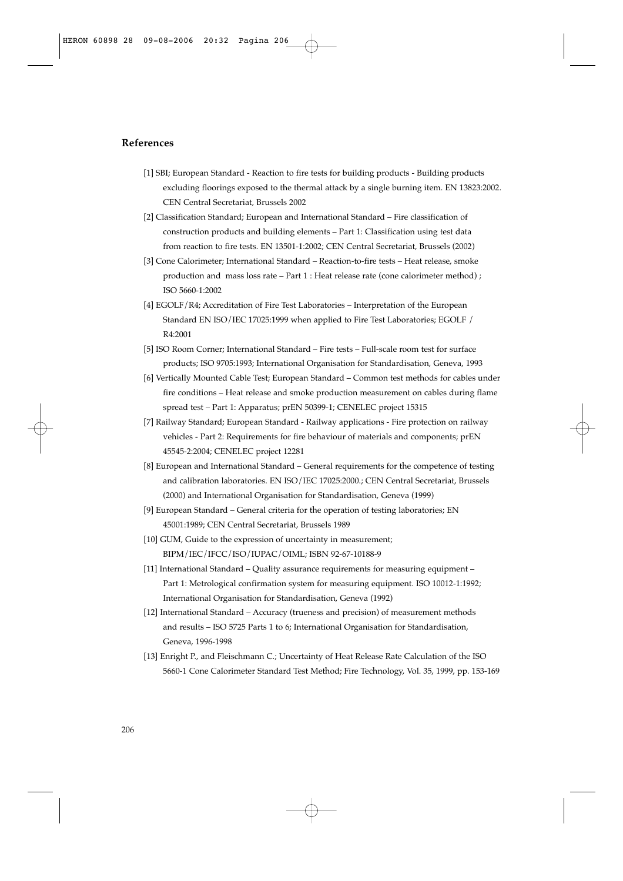## References

[1] SBI; European Standard - Reaction to fire tests for building products - Building products excluding floorings exposed to the thermal attack by a single burning item. EN 13823:2002. CEN Central Secretariat, Brussels 2002

[2] Classification Standard; European and International Standard – Fire classification of construction products and building elements – Part 1: Classification using test data from reaction to fire tests. EN 13501-1:2002; CEN Central Secretariat, Brussels (2002)

[3] Cone Calorimeter; International Standard – Reaction-to-fire tests – Heat release, smoke production and mass loss rate – Part 1 : Heat release rate (cone calorimeter method) ; ISO 5660-1:2002

[4] EGOLF/R4; Accreditation of Fire Test Laboratories – Interpretation of the European Standard EN ISO/IEC 17025:1999 when applied to Fire Test Laboratories; EGOLF / R4:2001

[5] ISO Room Corner; International Standard – Fire tests – Full-scale room test for surface products; ISO 9705:1993; International Organisation for Standardisation, Geneva, 1993

[6] Vertically Mounted Cable Test; European Standard – Common test methods for cables under fire conditions – Heat release and smoke production measurement on cables during flame spread test – Part 1: Apparatus; prEN 50399-1; CENELEC project 15315

[7] Railway Standard; European Standard - Railway applications - Fire protection on railway vehicles - Part 2: Requirements for fire behaviour of materials and components; prEN 45545-2:2004; CENELEC project 12281

[8] European and International Standard – General requirements for the competence of testing and calibration laboratories. EN ISO/IEC 17025:2000.; CEN Central Secretariat, Brussels (2000) and International Organisation for Standardisation, Geneva (1999)

[9] European Standard – General criteria for the operation of testing laboratories; EN 45001:1989; CEN Central Secretariat, Brussels 1989

[10] GUM, Guide to the expression of uncertainty in measurement; BIPM/IEC/IFCC/ISO/IUPAC/OIML; ISBN 92-67-10188-9

[11] International Standard – Quality assurance requirements for measuring equipment – Part 1: Metrological confirmation system for measuring equipment. ISO 10012-1:1992; International Organisation for Standardisation, Geneva (1992)

[12] International Standard – Accuracy (trueness and precision) of measurement methods and results – ISO 5725 Parts 1 to 6; International Organisation for Standardisation, Geneva, 1996-1998

[13] Enright P., and Fleischmann C.; Uncertainty of Heat Release Rate Calculation of the ISO 5660-1 Cone Calorimeter Standard Test Method; Fire Technology, Vol. 35, 1999, pp. 153-169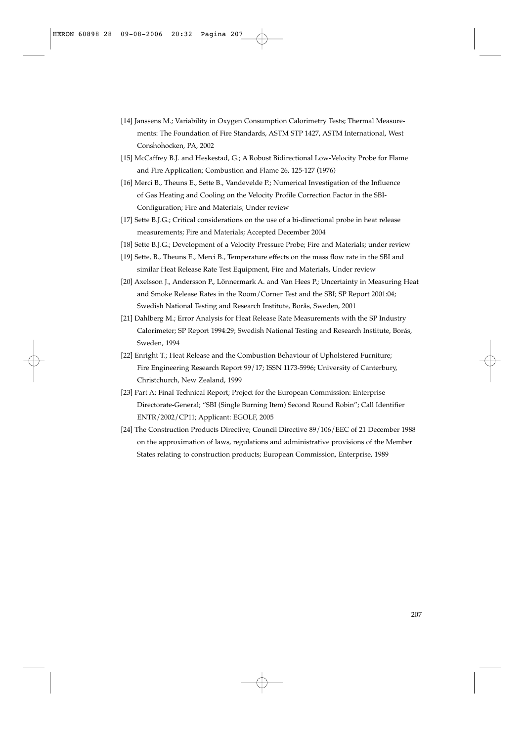[14] Janssens M.; Variability in Oxygen Consumption Calorimetry Tests; Thermal Measurements: The Foundation of Fire Standards, ASTM STP 1427, ASTM International, West Conshohocken, PA, 2002

[15] McCaffrey B.J. and Heskestad, G.; A Robust Bidirectional Low-Velocity Probe for Flame and Fire Application; Combustion and Flame 26, 125-127 (1976)

[16] Merci B., Theuns E., Sette B., Vandevelde P.; Numerical Investigation of the Influence of Gas Heating and Cooling on the Velocity Profile Correction Factor in the SBI-Configuration; Fire and Materials; Under review

[17] Sette B.J.G.; Critical considerations on the use of a bi-directional probe in heat release measurements; Fire and Materials; Accepted December 2004

[18] Sette B.J.G.; Development of a Velocity Pressure Probe; Fire and Materials; under review

[19] Sette, B., Theuns E., Merci B., Temperature effects on the mass flow rate in the SBI and similar Heat Release Rate Test Equipment, Fire and Materials, Under review

[20] Axelsson J., Andersson P., Lönnermark A. and Van Hees P.; Uncertainty in Measuring Heat and Smoke Release Rates in the Room/Corner Test and the SBI; SP Report 2001:04; Swedish National Testing and Research Institute, Borås, Sweden, 2001

[21] Dahlberg M.; Error Analysis for Heat Release Rate Measurements with the SP Industry Calorimeter; SP Report 1994:29; Swedish National Testing and Research Institute, Borås, Sweden, 1994

[22] Enright T.; Heat Release and the Combustion Behaviour of Upholstered Furniture; Fire Engineering Research Report 99/17; ISSN 1173-5996; University of Canterbury, Christchurch, New Zealand, 1999

[23] Part A: Final Technical Report; Project for the European Commission: Enterprise Directorate-General; "SBI (Single Burning Item) Second Round Robin"; Call Identifier ENTR/2002/CP11; Applicant: EGOLF, 2005

[24] The Construction Products Directive; Council Directive 89/106/EEC of 21 December 1988 on the approximation of laws, regulations and administrative provisions of the Member States relating to construction products; European Commission, Enterprise, 1989